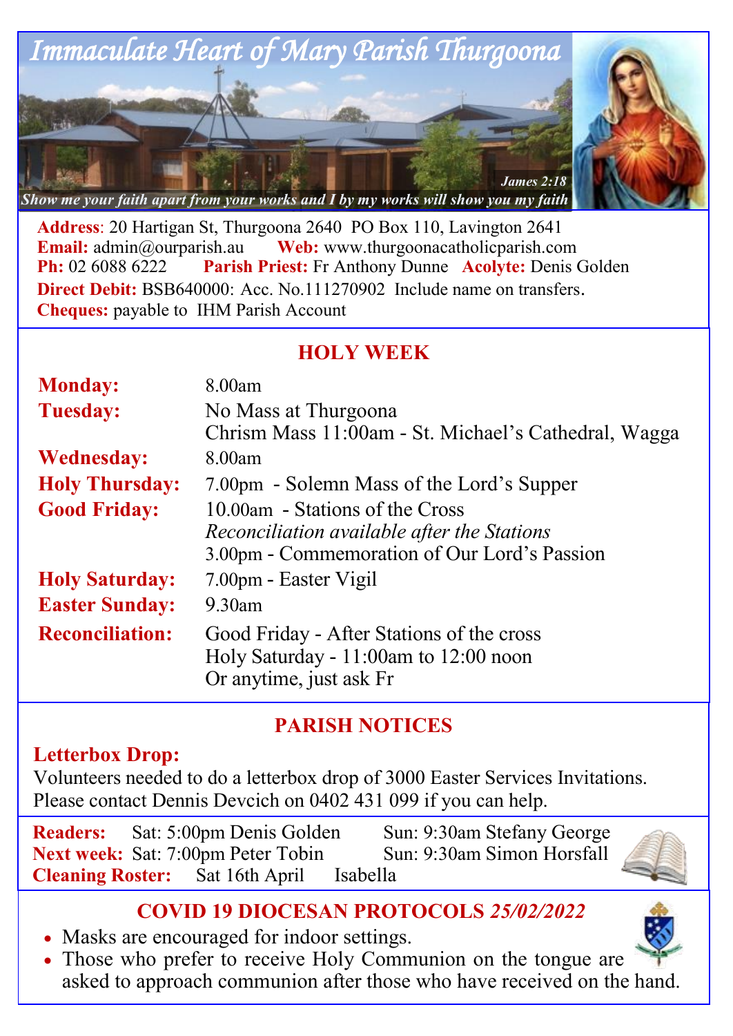# Immaculate Heart of Mary Parish Thurgoona

*Show me your faith apart from your works and I by my works will show you my faith* — James 2:18

**Address**: 20 Hartigan St, Thurgoona 2640 PO Box 110, Lavington 2641
**Email:** admin@ourparish.au **Web:** www.thurgoonacatholicparish.com
**Ph:** 02 6088 6222 **Parish Priest:** Fr Anthony Dunne **Acolyte:** Denis Golden
**Direct Debit:** BSB640000: Acc. No.111270902 Include name on transfers.
**Cheques:** payable to IHM Parish Account

## HOLY WEEK

| | |
|---|---|
| **Monday:** | 8.00am |
| **Tuesday:** | No Mass at Thurgoona<br>Chrism Mass 11:00am - St. Michael's Cathedral, Wagga |
| **Wednesday:** | 8.00am |
| **Holy Thursday:** | 7.00pm - Solemn Mass of the Lord's Supper |
| **Good Friday:** | 10.00am - Stations of the Cross<br>*Reconciliation available after the Stations*<br>3.00pm - Commemoration of Our Lord's Passion |
| **Holy Saturday:** | 7.00pm - Easter Vigil |
| **Easter Sunday:** | 9.30am |
| **Reconciliation:** | Good Friday - After Stations of the cross<br>Holy Saturday - 11:00am to 12:00 noon<br>Or anytime, just ask Fr |

## PARISH NOTICES

**Letterbox Drop:**
Volunteers needed to do a letterbox drop of 3000 Easter Services Invitations. Please contact Dennis Devcich on 0402 431 099 if you can help.

**Readers:** Sat: 5:00pm Denis Golden Sun: 9:30am Stefany George
**Next week:** Sat: 7:00pm Peter Tobin Sun: 9:30am Simon Horsfall
**Cleaning Roster:** Sat 16th April Isabella

## COVID 19 DIOCESAN PROTOCOLS *25/02/2022*

- Masks are encouraged for indoor settings.
- Those who prefer to receive Holy Communion on the tongue are asked to approach communion after those who have received on the hand.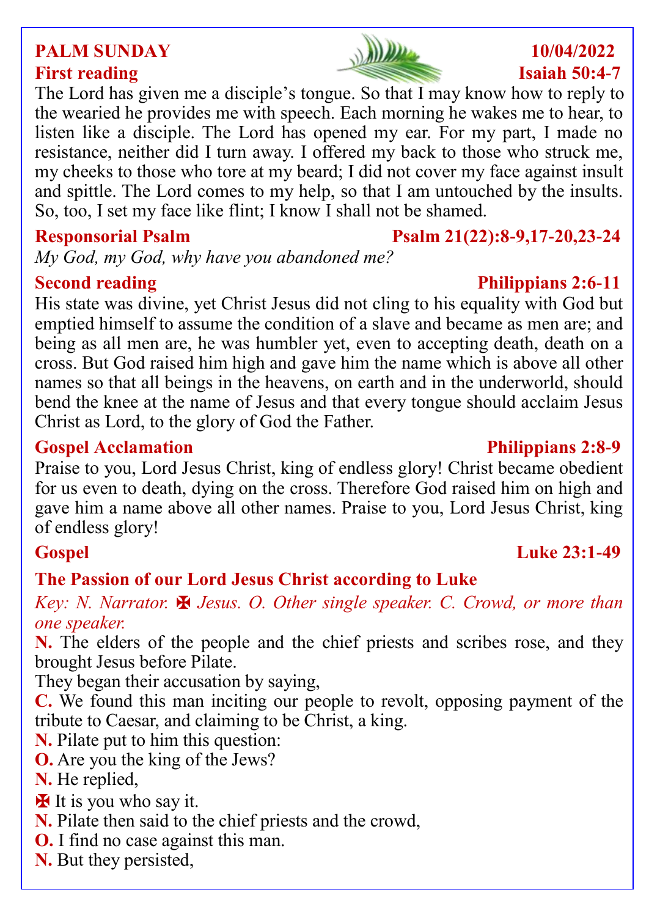**PALM SUNDAY** **10/04/2022**

**First reading** **Isaiah 50:4-7**

The Lord has given me a disciple's tongue. So that I may know how to reply to the wearied he provides me with speech. Each morning he wakes me to hear, to listen like a disciple. The Lord has opened my ear. For my part, I made no resistance, neither did I turn away. I offered my back to those who struck me, my cheeks to those who tore at my beard; I did not cover my face against insult and spittle. The Lord comes to my help, so that I am untouched by the insults. So, too, I set my face like flint; I know I shall not be shamed.

**Responsorial Psalm** **Psalm 21(22):8-9,17-20,23-24**

*My God, my God, why have you abandoned me?*

**Second reading** **Philippians 2:6-11**

His state was divine, yet Christ Jesus did not cling to his equality with God but emptied himself to assume the condition of a slave and became as men are; and being as all men are, he was humbler yet, even to accepting death, death on a cross. But God raised him high and gave him the name which is above all other names so that all beings in the heavens, on earth and in the underworld, should bend the knee at the name of Jesus and that every tongue should acclaim Jesus Christ as Lord, to the glory of God the Father.

**Gospel Acclamation** **Philippians 2:8-9**

Praise to you, Lord Jesus Christ, king of endless glory! Christ became obedient for us even to death, dying on the cross. Therefore God raised him on high and gave him a name above all other names. Praise to you, Lord Jesus Christ, king of endless glory!

**Gospel** **Luke 23:1-49**

**The Passion of our Lord Jesus Christ according to Luke**

*Key: N. Narrator. ✠ Jesus. O. Other single speaker. C. Crowd, or more than one speaker.*

**N.** The elders of the people and the chief priests and scribes rose, and they brought Jesus before Pilate.
They began their accusation by saying,

**C.** We found this man inciting our people to revolt, opposing payment of the tribute to Caesar, and claiming to be Christ, a king.

**N.** Pilate put to him this question:

**O.** Are you the king of the Jews?

**N.** He replied,

**✠** It is you who say it.

**N.** Pilate then said to the chief priests and the crowd,

**O.** I find no case against this man.

**N.** But they persisted,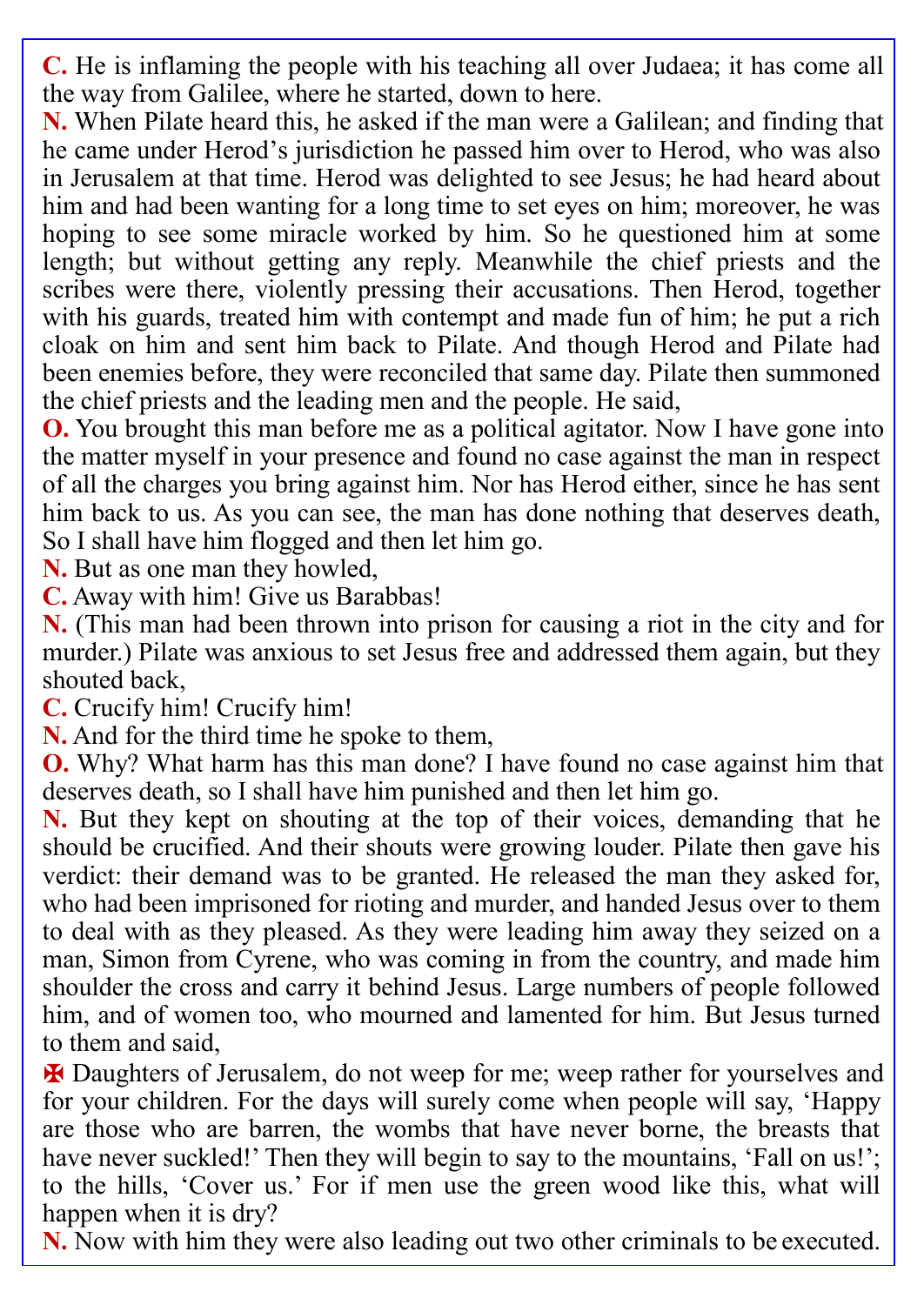**C.** He is inflaming the people with his teaching all over Judaea; it has come all the way from Galilee, where he started, down to here.

**N.** When Pilate heard this, he asked if the man were a Galilean; and finding that he came under Herod's jurisdiction he passed him over to Herod, who was also in Jerusalem at that time. Herod was delighted to see Jesus; he had heard about him and had been wanting for a long time to set eyes on him; moreover, he was hoping to see some miracle worked by him. So he questioned him at some length; but without getting any reply. Meanwhile the chief priests and the scribes were there, violently pressing their accusations. Then Herod, together with his guards, treated him with contempt and made fun of him; he put a rich cloak on him and sent him back to Pilate. And though Herod and Pilate had been enemies before, they were reconciled that same day. Pilate then summoned the chief priests and the leading men and the people. He said,

**O.** You brought this man before me as a political agitator. Now I have gone into the matter myself in your presence and found no case against the man in respect of all the charges you bring against him. Nor has Herod either, since he has sent him back to us. As you can see, the man has done nothing that deserves death, So I shall have him flogged and then let him go.

**N.** But as one man they howled,

**C.** Away with him! Give us Barabbas!

**N.** (This man had been thrown into prison for causing a riot in the city and for murder.) Pilate was anxious to set Jesus free and addressed them again, but they shouted back,

**C.** Crucify him! Crucify him!

**N.** And for the third time he spoke to them,

**O.** Why? What harm has this man done? I have found no case against him that deserves death, so I shall have him punished and then let him go.

**N.** But they kept on shouting at the top of their voices, demanding that he should be crucified. And their shouts were growing louder. Pilate then gave his verdict: their demand was to be granted. He released the man they asked for, who had been imprisoned for rioting and murder, and handed Jesus over to them to deal with as they pleased. As they were leading him away they seized on a man, Simon from Cyrene, who was coming in from the country, and made him shoulder the cross and carry it behind Jesus. Large numbers of people followed him, and of women too, who mourned and lamented for him. But Jesus turned to them and said,

✠ Daughters of Jerusalem, do not weep for me; weep rather for yourselves and for your children. For the days will surely come when people will say, 'Happy are those who are barren, the wombs that have never borne, the breasts that have never suckled!' Then they will begin to say to the mountains, 'Fall on us!'; to the hills, 'Cover us.' For if men use the green wood like this, what will happen when it is dry?

**N.** Now with him they were also leading out two other criminals to be executed.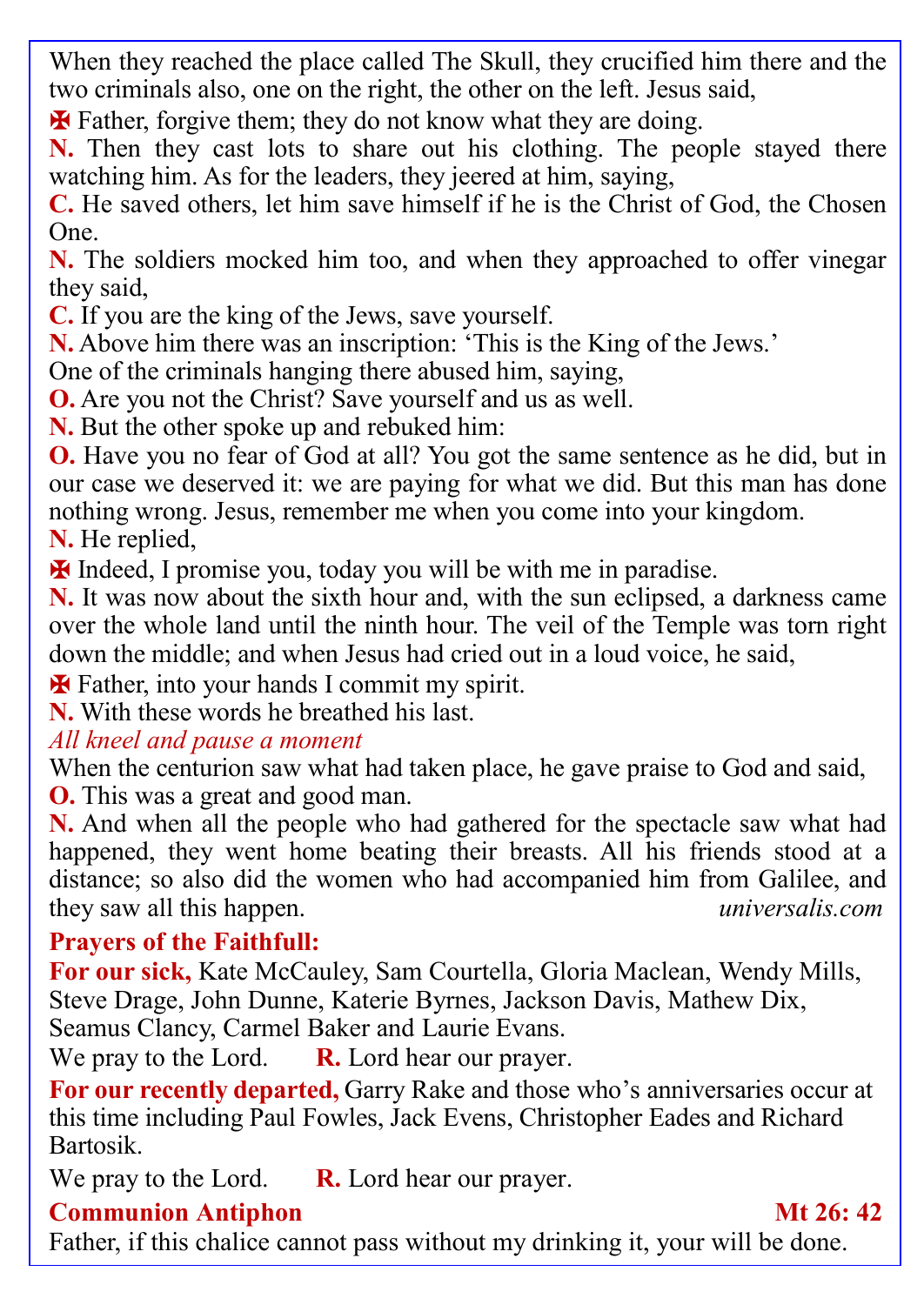When they reached the place called The Skull, they crucified him there and the two criminals also, one on the right, the other on the left. Jesus said,

✠ Father, forgive them; they do not know what they are doing.

**N.** Then they cast lots to share out his clothing. The people stayed there watching him. As for the leaders, they jeered at him, saying,

**C.** He saved others, let him save himself if he is the Christ of God, the Chosen One.

**N.** The soldiers mocked him too, and when they approached to offer vinegar they said,

**C.** If you are the king of the Jews, save yourself.

**N.** Above him there was an inscription: 'This is the King of the Jews.'
One of the criminals hanging there abused him, saying,

**O.** Are you not the Christ? Save yourself and us as well.

**N.** But the other spoke up and rebuked him:

**O.** Have you no fear of God at all? You got the same sentence as he did, but in our case we deserved it: we are paying for what we did. But this man has done nothing wrong. Jesus, remember me when you come into your kingdom.

**N.** He replied,

✠ Indeed, I promise you, today you will be with me in paradise.

**N.** It was now about the sixth hour and, with the sun eclipsed, a darkness came over the whole land until the ninth hour. The veil of the Temple was torn right down the middle; and when Jesus had cried out in a loud voice, he said,

✠ Father, into your hands I commit my spirit.

**N.** With these words he breathed his last.

*All kneel and pause a moment*

When the centurion saw what had taken place, he gave praise to God and said,

**O.** This was a great and good man.

**N.** And when all the people who had gathered for the spectacle saw what had happened, they went home beating their breasts. All his friends stood at a distance; so also did the women who had accompanied him from Galilee, and they saw all this happen.

*universalis.com*

**Prayers of the Faithfull:**

**For our sick,** Kate McCauley, Sam Courtella, Gloria Maclean, Wendy Mills, Steve Drage, John Dunne, Katerie Byrnes, Jackson Davis, Mathew Dix, Seamus Clancy, Carmel Baker and Laurie Evans.

We pray to the Lord. **R.** Lord hear our prayer.

**For our recently departed,** Garry Rake and those who's anniversaries occur at this time including Paul Fowles, Jack Evens, Christopher Eades and Richard Bartosik.

We pray to the Lord. **R.** Lord hear our prayer.

**Communion Antiphon** **Mt 26: 42**

Father, if this chalice cannot pass without my drinking it, your will be done.